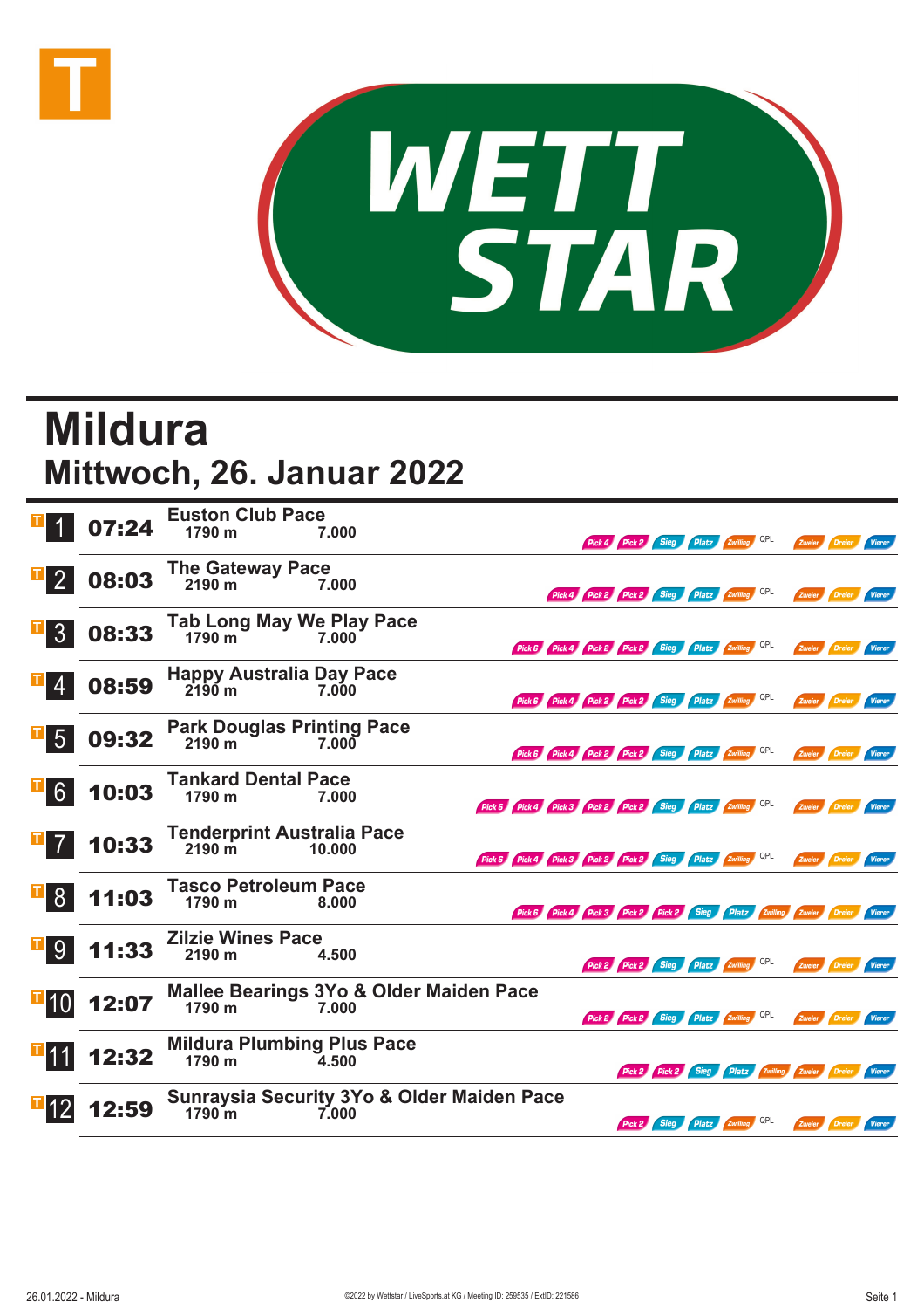WETT STAR

# Mildura

## Mittwoch, 26. Januar 2022

| Nr. | Zeit | Rennen | Distanz | Preisgeld | Wetten |
|---|---|---|---|---|---|
| 1 | 07:24 | Euston Club Pace | 1790 m | 7.000 | Pick 4, Pick 2, Sieg, Platz, Zwilling, QPL, Zweier, Dreier, Vierer |
| 2 | 08:03 | The Gateway Pace | 2190 m | 7.000 | Pick 4, Pick 2, Pick 2, Sieg, Platz, Zwilling, QPL, Zweier, Dreier, Vierer |
| 3 | 08:33 | Tab Long May We Play Pace | 1790 m | 7.000 | Pick 6, Pick 4, Pick 2, Pick 2, Sieg, Platz, Zwilling, QPL, Zweier, Dreier, Vierer |
| 4 | 08:59 | Happy Australia Day Pace | 2190 m | 7.000 | Pick 6, Pick 4, Pick 2, Pick 2, Sieg, Platz, Zwilling, QPL, Zweier, Dreier, Vierer |
| 5 | 09:32 | Park Douglas Printing Pace | 2190 m | 7.000 | Pick 6, Pick 4, Pick 2, Pick 2, Sieg, Platz, Zwilling, QPL, Zweier, Dreier, Vierer |
| 6 | 10:03 | Tankard Dental Pace | 1790 m | 7.000 | Pick 6, Pick 4, Pick 3, Pick 2, Pick 2, Sieg, Platz, Zwilling, QPL, Zweier, Dreier, Vierer |
| 7 | 10:33 | Tenderprint Australia Pace | 2190 m | 10.000 | Pick 6, Pick 4, Pick 3, Pick 2, Pick 2, Sieg, Platz, Zwilling, QPL, Zweier, Dreier, Vierer |
| 8 | 11:03 | Tasco Petroleum Pace | 1790 m | 8.000 | Pick 6, Pick 4, Pick 3, Pick 2, Pick 2, Sieg, Platz, Zwilling, Zweier, Dreier, Vierer |
| 9 | 11:33 | Zilzie Wines Pace | 2190 m | 4.500 | Pick 2, Pick 2, Sieg, Platz, Zwilling, QPL, Zweier, Dreier, Vierer |
| 10 | 12:07 | Mallee Bearings 3Yo & Older Maiden Pace | 1790 m | 7.000 | Pick 2, Pick 2, Sieg, Platz, Zwilling, QPL, Zweier, Dreier, Vierer |
| 11 | 12:32 | Mildura Plumbing Plus Pace | 1790 m | 4.500 | Pick 2, Pick 2, Sieg, Platz, Zwilling, Zweier, Dreier, Vierer |
| 12 | 12:59 | Sunraysia Security 3Yo & Older Maiden Pace | 1790 m | 7.000 | Pick 2, Sieg, Platz, Zwilling, QPL, Zweier, Dreier, Vierer |

26.01.2022 - Mildura ©2022 by Wettstar / LiveSports.at KG / Meeting ID: 259535 / ExtID: 221586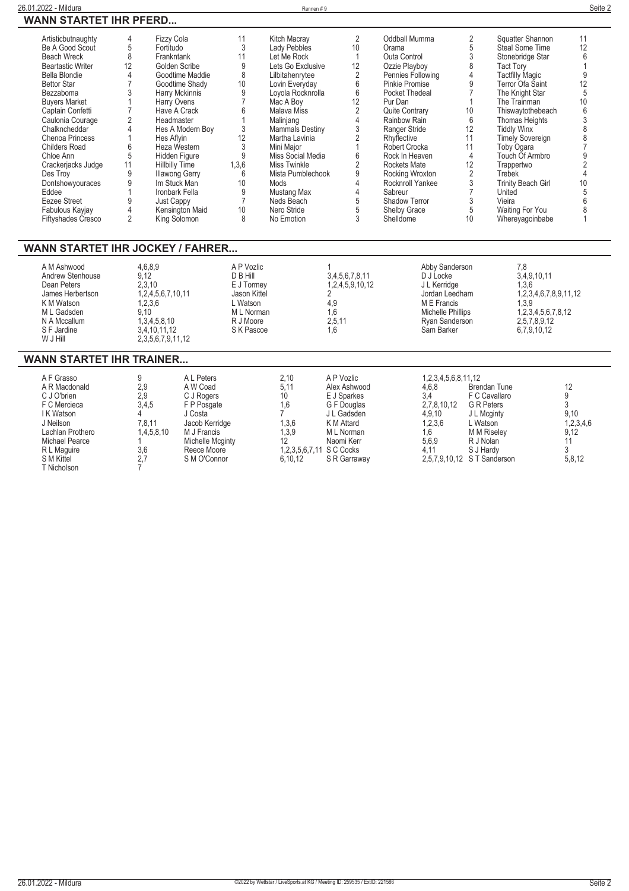## WANN STARTET IHR PFERD...

| Pferd | Rennen | Pferd | Rennen | Pferd | Rennen | Pferd | Rennen | Pferd | Rennen |
|---|---|---|---|---|---|---|---|---|---|
| Artisticbutnaughty | 4 | Fizzy Cola | 11 | Kitch Macray | 2 | Oddball Mumma | 2 | Squatter Shannon | 11 |
| Be A Good Scout | 5 | Fortitudo | 3 | Lady Pebbles | 10 | Orama | 5 | Steal Some Time | 12 |
| Beach Wreck | 8 | Frankntank | 11 | Let Me Rock | 1 | Outa Control | 3 | Stonebridge Star | 6 |
| Beartastic Writer | 12 | Golden Scribe | 9 | Lets Go Exclusive | 12 | Ozzie Playboy | 8 | Tact Tory | 1 |
| Bella Blondie | 4 | Goodtime Maddie | 8 | Lilbitahenrytee | 2 | Pennies Following | 4 | Tactfilly Magic | 9 |
| Bettor Star | 7 | Goodtime Shady | 10 | Lovin Everyday | 6 | Pinkie Promise | 9 | Terror Ofa Saint | 12 |
| Bezzaboma | 3 | Harry Mckinnis | 9 | Loyola Rocknrolla | 6 | Pocket Thedeal | 7 | The Knight Star | 5 |
| Buyers Market | 1 | Harry Ovens | 7 | Mac A Boy | 12 | Pur Dan | 1 | The Trainman | 10 |
| Captain Confetti | 7 | Have A Crack | 6 | Malava Miss | 2 | Quite Contrary | 10 | Thiswaytothebeach | 6 |
| Caulonia Courage | 2 | Headmaster | 1 | Malinjang | 4 | Rainbow Rain | 6 | Thomas Heights | 3 |
| Chalkncheddar | 4 | Hes A Modern Boy | 3 | Mammals Destiny | 3 | Ranger Stride | 12 | Tiddly Winx | 8 |
| Chenoa Princess | 1 | Hes Aflyin | 12 | Martha Lavinia | 2 | Rhyflective | 11 | Timely Sovereign | 8 |
| Childers Road | 6 | Heza Western | 3 | Mini Major | 1 | Robert Crocka | 11 | Toby Ogara | 7 |
| Chloe Ann | 5 | Hidden Figure | 9 | Miss Social Media | 6 | Rock In Heaven | 4 | Touch Of Armbro | 9 |
| Crackerjacks Judge | 11 | Hillbilly Time | 1,3,6 | Miss Twinkle | 2 | Rockets Mate | 12 | Trappertwo | 2 |
| Des Troy | 9 | Illawong Gerry | 6 | Mista Pumblechook | 9 | Rocking Wroxton | 2 | Trebek | 4 |
| Dontshowyouraces | 9 | Im Stuck Man | 10 | Mods | 4 | Rocknroll Yankee | 3 | Trinity Beach Girl | 10 |
| Eddee | 1 | Ironbark Fella | 9 | Mustang Max | 4 | Sabreur | 7 | United | 5 |
| Eezee Street | 9 | Just Cappy | 7 | Neds Beach | 5 | Shadow Terror | 3 | Vieira | 6 |
| Fabulous Kayjay | 4 | Kensington Maid | 10 | Nero Stride | 5 | Shelby Grace | 5 | Waiting For You | 8 |
| Fiftyshades Cresco | 2 | King Solomon | 8 | No Emotion | 3 | Shelldome | 10 | Whereyagoinbabe | 1 |

## WANN STARTET IHR JOCKEY / FAHRER...

| Jockey / Fahrer | Rennen | Jockey / Fahrer | Rennen | Jockey / Fahrer | Rennen |
|---|---|---|---|---|---|
| A M Ashwood | 4,6,8,9 | A P Vozlic | 1 | Abby Sanderson | 7,8 |
| Andrew Stenhouse | 9,12 | D B Hill | 3,4,5,6,7,8,11 | D J Locke | 3,4,9,10,11 |
| Dean Peters | 2,3,10 | E J Tormey | 1,2,4,5,9,10,12 | J L Kerridge | 1,3,6 |
| James Herbertson | 1,2,4,5,6,7,10,11 | Jason Kittel | 2 | Jordan Leedham | 1,2,3,4,6,7,8,9,11,12 |
| K M Watson | 1,2,3,6 | L Watson | 4,9 | M E Francis | 1,3,9 |
| M L Gadsden | 9,10 | M L Norman | 1,6 | Michelle Phillips | 1,2,3,4,5,6,7,8,12 |
| N A Mccallum | 1,3,4,5,8,10 | R J Moore | 2,5,11 | Ryan Sanderson | 2,5,7,8,9,12 |
| S F Jardine | 3,4,10,11,12 | S K Pascoe | 1,6 | Sam Barker | 6,7,9,10,12 |
| W J Hill | 2,3,5,6,7,9,11,12 | | | | |

## WANN STARTET IHR TRAINER...

| Trainer | Rennen | Trainer | Rennen | Trainer | Rennen | Trainer | Rennen |
|---|---|---|---|---|---|---|---|
| A F Grasso | 9 | A L Peters | 2,10 | A P Vozlic | 1,2,3,4,5,6,8,11,12 | | |
| A R Macdonald | 2,9 | A W Coad | 5,11 | Alex Ashwood | 4,6,8 | Brendan Tune | 12 |
| C J O'brien | 2,9 | C J Rogers | 10 | E J Sparkes | 3,4 | F C Cavallaro | 9 |
| F C Mercieca | 3,4,5 | F P Posgate | 1,6 | G F Douglas | 2,7,8,10,12 | G R Peters | 3 |
| I K Watson | 4 | J Costa | 7 | J L Gadsden | 4,9,10 | J L Mcginty | 9,10 |
| J Neilson | 7,8,11 | Jacob Kerridge | 1,3,6 | K M Attard | 1,2,3,6 | L Watson | 1,2,3,4,6 |
| Lachlan Prothero | 1,4,5,8,10 | M J Francis | 1,3,9 | M L Norman | 1,6 | M M Riseley | 9,12 |
| Michael Pearce | 1 | Michelle Mcginty | 12 | Naomi Kerr | 5,6,9 | R J Nolan | 11 |
| R L Maguire | 3,6 | Reece Moore | 1,2,3,5,6,7,11 | S C Cocks | 4,11 | S J Hardy | 3 |
| S M Kittel | 2,7 | S M O'Connor | 6,10,12 | S R Garraway | 2,5,7,9,10,12 | S T Sanderson | 5,8,12 |
| T Nicholson | 7 | | | | | | |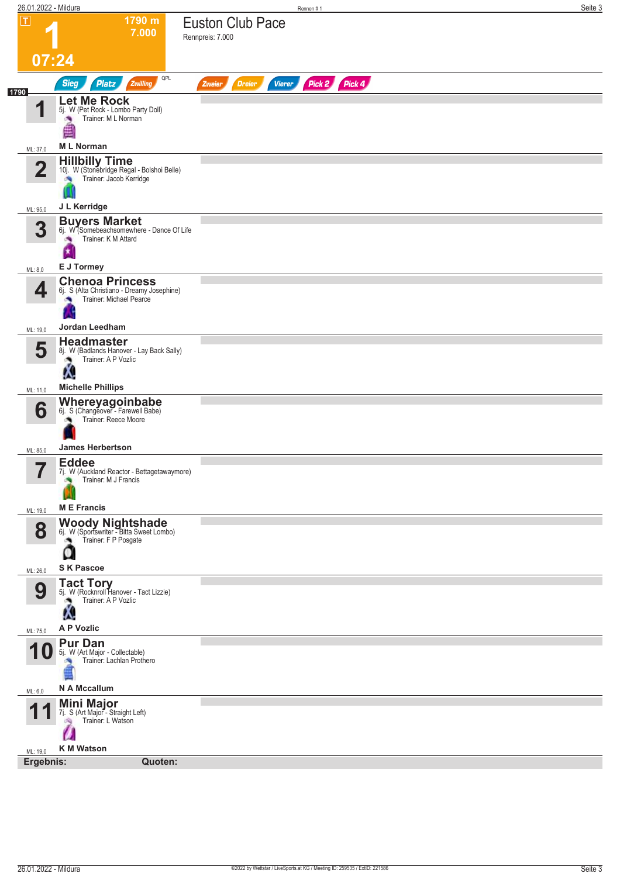# 1 — Euston Club Pace

T | 1790 m | 7.000 | 07:24

Rennpreis: 7.000

Sieg | Platz | Zwilling | QPL | Zweier | Dreier | Vierer | Pick 2 | Pick 4

1790

| Nr. | Pferd | Abstammung | Trainer | Fahrer | ML |
|---|---|---|---|---|---|
| 1 | **Let Me Rock** | 5j. W (Pet Rock - Lombo Party Doll) | M L Norman | M L Norman | 37,0 |
| 2 | **Hillbilly Time** | 10j. W (Stonebridge Regal - Bolshoi Belle) | Jacob Kerridge | J L Kerridge | 95,0 |
| 3 | **Buyers Market** | 6j. W (Somebeachsomewhere - Dance Of Life) | K M Attard | E J Tormey | 8,0 |
| 4 | **Chenoa Princess** | 6j. S (Alta Christiano - Dreamy Josephine) | Michael Pearce | Jordan Leedham | 19,0 |
| 5 | **Headmaster** | 8j. W (Badlands Hanover - Lay Back Sally) | A P Vozlic | Michelle Phillips | 11,0 |
| 6 | **Whereyagoinbabe** | 6j. S (Changeover - Farewell Babe) | Reece Moore | James Herbertson | 85,0 |
| 7 | **Eddee** | 7j. W (Auckland Reactor - Bettagetawaymore) | M J Francis | M E Francis | 19,0 |
| 8 | **Woody Nightshade** | 6j. W (Sportswriter - Bitta Sweet Lombo) | F P Posgate | S K Pascoe | 26,0 |
| 9 | **Tact Tory** | 5j. W (Rocknroll Hanover - Tact Lizzie) | A P Vozlic | A P Vozlic | 75,0 |
| 10 | **Pur Dan** | 5j. W (Art Major - Collectable) | Lachlan Prothero | N A Mccallum | 6,0 |
| 11 | **Mini Major** | 7j. S (Art Major - Straight Left) | L Watson | K M Watson | 19,0 |

**Ergebnis:** **Quoten:**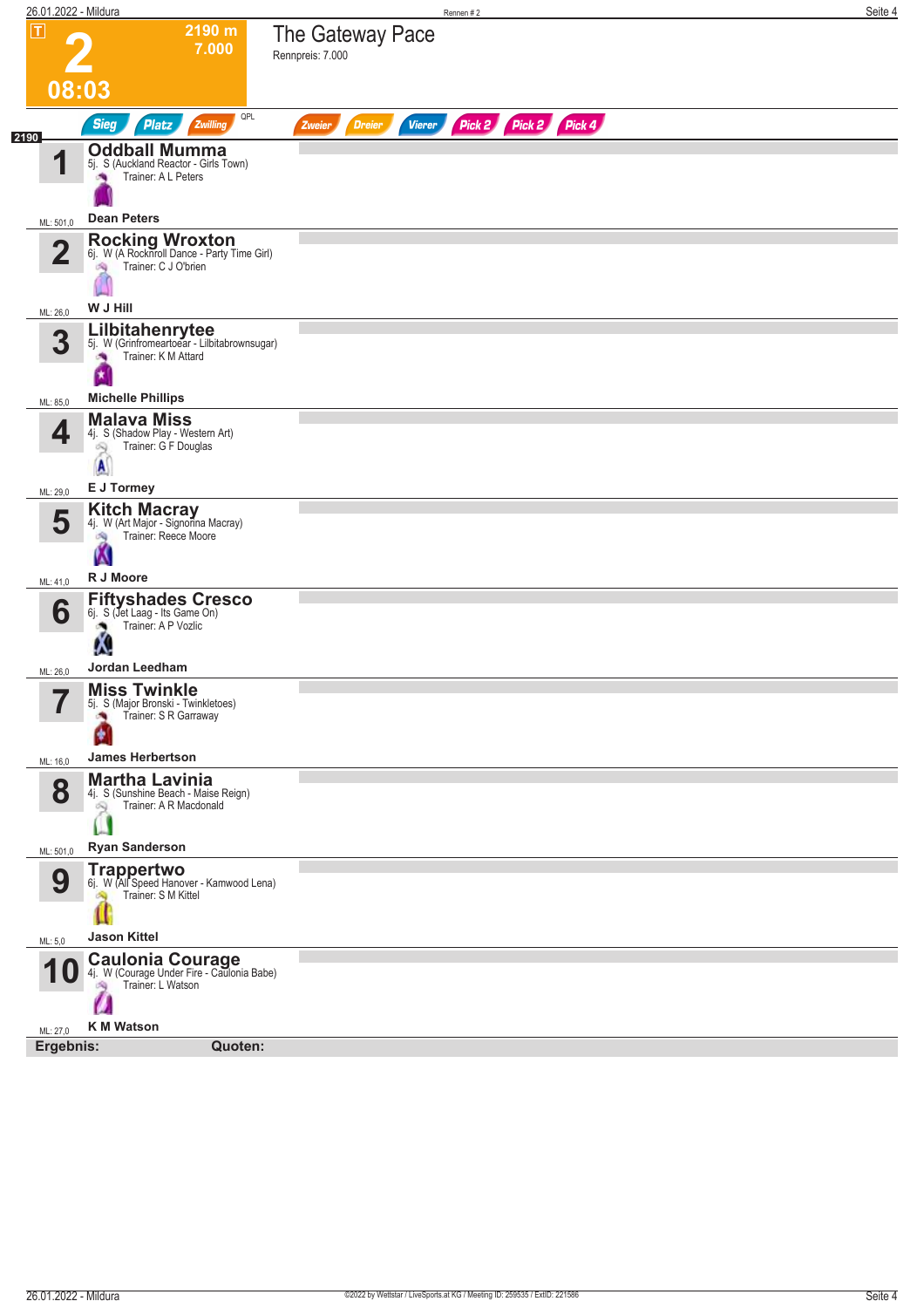# 2

**2190 m**
**7.000**

**08:03**

## The Gateway Pace

Rennpreis: 7.000

Sieg | Platz | Zwilling | QPL | Zweier | Dreier | Vierer | Pick 2 | Pick 2 | Pick 4

**2190**

| Nr. | Pferd | ML |
|---|---|---|
| 1 | **Oddball Mumma**<br>5j. S (Auckland Reactor - Girls Town)<br>Trainer: A L Peters<br>**Dean Peters** | ML: 501,0 |
| 2 | **Rocking Wroxton**<br>6j. W (A Rocknroll Dance - Party Time Girl)<br>Trainer: C J O'brien<br>**W J Hill** | ML: 26,0 |
| 3 | **Lilbitahenrytee**<br>5j. W (Grinfromeartoear - Lilbitabrownsugar)<br>Trainer: K M Attard<br>**Michelle Phillips** | ML: 85,0 |
| 4 | **Malava Miss**<br>4j. S (Shadow Play - Western Art)<br>Trainer: G F Douglas<br>**E J Tormey** | ML: 29,0 |
| 5 | **Kitch Macray**<br>4j. W (Art Major - Signorina Macray)<br>Trainer: Reece Moore<br>**R J Moore** | ML: 41,0 |
| 6 | **Fiftyshades Cresco**<br>6j. S (Jet Laag - Its Game On)<br>Trainer: A P Vozlic<br>**Jordan Leedham** | ML: 26,0 |
| 7 | **Miss Twinkle**<br>5j. S (Major Bronski - Twinkletoes)<br>Trainer: S R Garraway<br>**James Herbertson** | ML: 16,0 |
| 8 | **Martha Lavinia**<br>4j. S (Sunshine Beach - Maise Reign)<br>Trainer: A R Macdonald<br>**Ryan Sanderson** | ML: 501,0 |
| 9 | **Trappertwo**<br>6j. W (All Speed Hanover - Kamwood Lena)<br>Trainer: S M Kittel<br>**Jason Kittel** | ML: 5,0 |
| 10 | **Caulonia Courage**<br>4j. W (Courage Under Fire - Caulonia Babe)<br>Trainer: L Watson<br>**K M Watson** | ML: 27,0 |

**Ergebnis:** **Quoten:**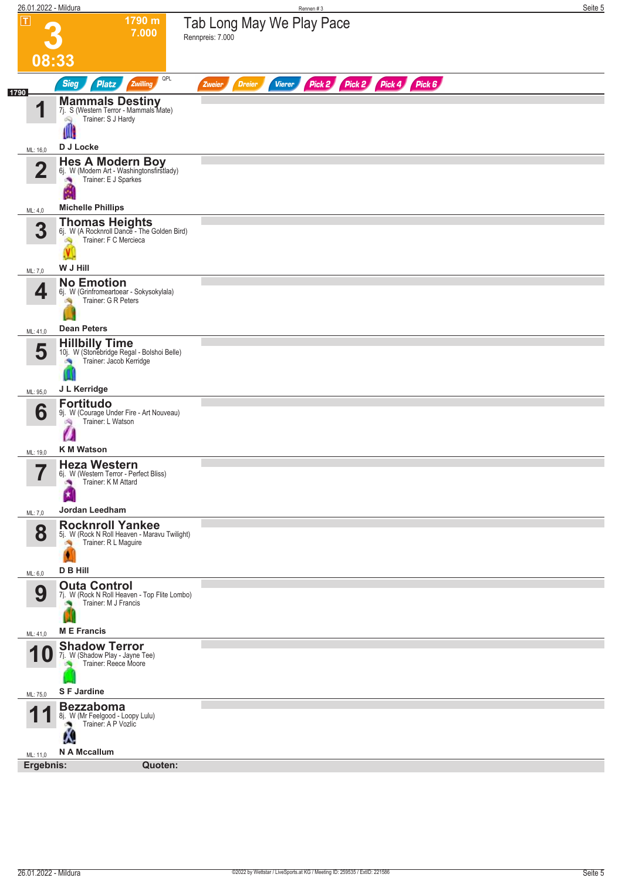# 3 — 08:33

**1790 m — 7.000**

## Tab Long May We Play Pace

Rennpreis: 7.000

Sieg | Platz | Zwilling | QPL | Zweier | Dreier | Vierer | Pick 2 | Pick 2 | Pick 4 | Pick 6

1790

| Nr. | Pferd | Details | Trainer | Fahrer | ML |
|---|---|---|---|---|---|
| 1 | **Mammals Destiny** | 7j. S (Western Terror - Mammals Mate) | S J Hardy | D J Locke | 16,0 |
| 2 | **Hes A Modern Boy** | 6j. W (Modern Art - Washingtonsfirstlady) | E J Sparkes | Michelle Phillips | 4,0 |
| 3 | **Thomas Heights** | 6j. W (A Rocknroll Dance - The Golden Bird) | F C Mercieca | W J Hill | 7,0 |
| 4 | **No Emotion** | 6j. W (Grinfromeartoear - Sokysokylala) | G R Peters | Dean Peters | 41,0 |
| 5 | **Hillbilly Time** | 10j. W (Stonebridge Regal - Bolshoi Belle) | Jacob Kerridge | J L Kerridge | 95,0 |
| 6 | **Fortitudo** | 9j. W (Courage Under Fire - Art Nouveau) | L Watson | K M Watson | 19,0 |
| 7 | **Heza Western** | 6j. W (Western Terror - Perfect Bliss) | K M Attard | Jordan Leedham | 7,0 |
| 8 | **Rocknroll Yankee** | 5j. W (Rock N Roll Heaven - Maravu Twilight) | R L Maguire | D B Hill | 6,0 |
| 9 | **Outa Control** | 7j. W (Rock N Roll Heaven - Top Flite Lombo) | M J Francis | M E Francis | 41,0 |
| 10 | **Shadow Terror** | 7j. W (Shadow Play - Jayne Tee) | Reece Moore | S F Jardine | 75,0 |
| 11 | **Bezzaboma** | 8j. W (Mr Feelgood - Loopy Lulu) | A P Vozlic | N A Mccallum | 11,0 |

**Ergebnis:** **Quoten:**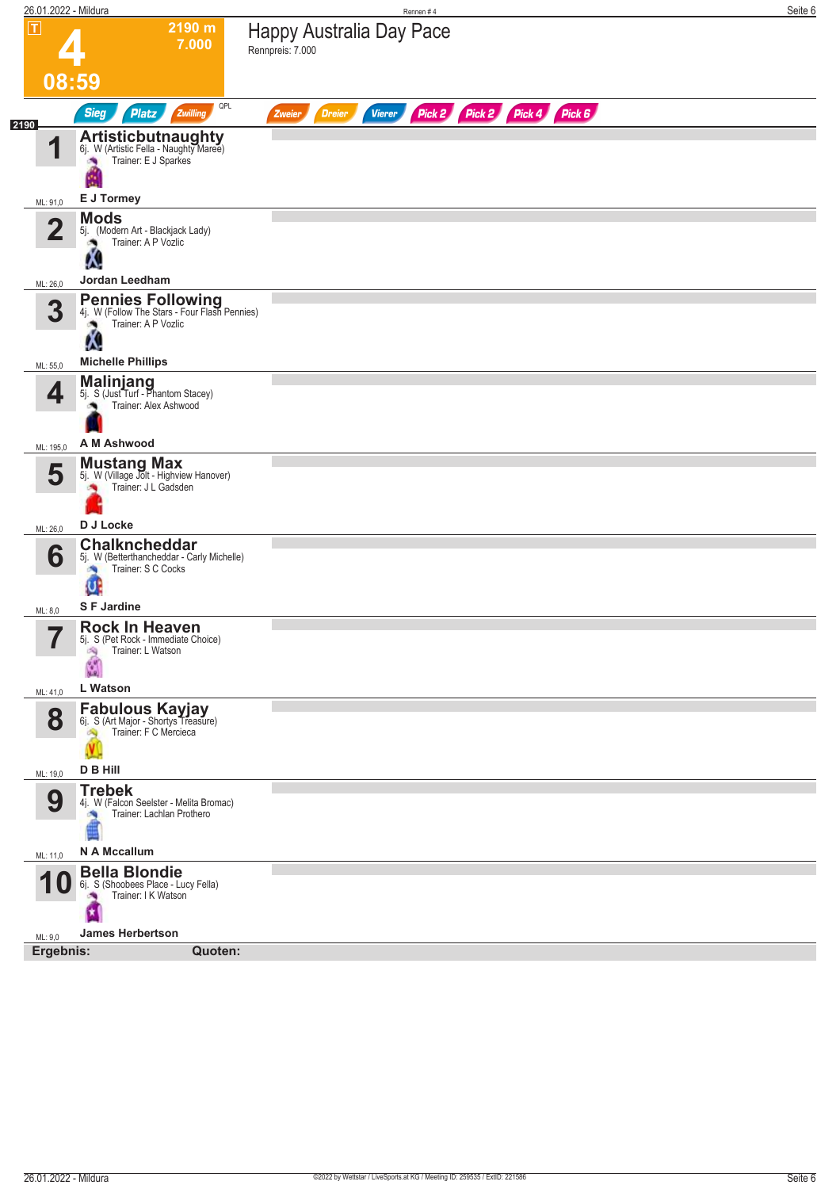# 4

**2190 m**
**7.000**

**08:59**

## Happy Australia Day Pace

Rennpreis: 7.000

Sieg | Platz | Zwilling | QPL | Zweier | Dreier | Vierer | Pick 2 | Pick 2 | Pick 4 | Pick 6

**2190**

| Nr. | Pferd | ML |
|---|---|---|
| 1 | **Artisticbutnaughty**<br>6j. W (Artistic Fella - Naughty Maree)<br>Trainer: E J Sparkes<br>**E J Tormey** | ML: 91,0 |
| 2 | **Mods**<br>5j. (Modern Art - Blackjack Lady)<br>Trainer: A P Vozlic<br>**Jordan Leedham** | ML: 26,0 |
| 3 | **Pennies Following**<br>4j. W (Follow The Stars - Four Flash Pennies)<br>Trainer: A P Vozlic<br>**Michelle Phillips** | ML: 55,0 |
| 4 | **Malinjang**<br>5j. S (Just Turf - Phantom Stacey)<br>Trainer: Alex Ashwood<br>**A M Ashwood** | ML: 195,0 |
| 5 | **Mustang Max**<br>5j. W (Village Jolt - Highview Hanover)<br>Trainer: J L Gadsden<br>**D J Locke** | ML: 26,0 |
| 6 | **Chalkncheddar**<br>5j. W (Betterthancheddar - Carly Michelle)<br>Trainer: S C Cocks<br>**S F Jardine** | ML: 8,0 |
| 7 | **Rock In Heaven**<br>5j. S (Pet Rock - Immediate Choice)<br>Trainer: L Watson<br>**L Watson** | ML: 41,0 |
| 8 | **Fabulous Kayjay**<br>6j. S (Art Major - Shortys Treasure)<br>Trainer: F C Mercieca<br>**D B Hill** | ML: 19,0 |
| 9 | **Trebek**<br>4j. W (Falcon Seelster - Melita Bromac)<br>Trainer: Lachlan Prothero<br>**N A Mccallum** | ML: 11,0 |
| 10 | **Bella Blondie**<br>6j. S (Shoobees Place - Lucy Fella)<br>Trainer: I K Watson<br>**James Herbertson** | ML: 9,0 |

**Ergebnis:** **Quoten:**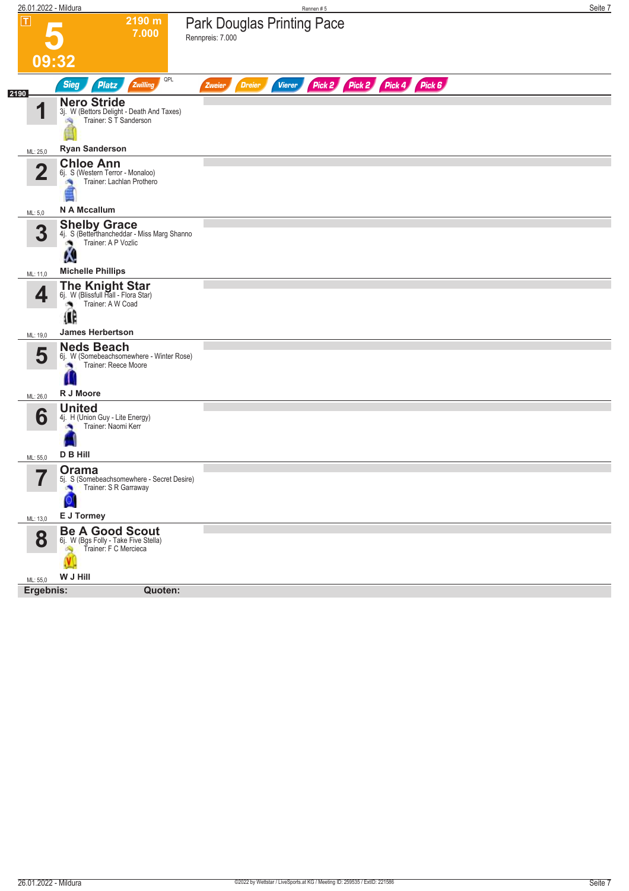# 5

**2190 m**
**7.000**

**09:32**

## Park Douglas Printing Pace

Rennpreis: 7.000

Sieg | Platz | Zwilling | QPL | Zweier | Dreier | Vierer | Pick 2 | Pick 2 | Pick 4 | Pick 6

**2190**

| Nr. | Pferd | ML |
|---|---|---|
| 1 | **Nero Stride**<br>3j. W (Bettors Delight - Death And Taxes)<br>Trainer: S T Sanderson<br>**Ryan Sanderson** | ML: 25,0 |
| 2 | **Chloe Ann**<br>6j. S (Western Terror - Monaloo)<br>Trainer: Lachlan Prothero<br>**N A Mccallum** | ML: 5,0 |
| 3 | **Shelby Grace**<br>4j. S (Betterthancheddar - Miss Marg Shanno<br>Trainer: A P Vozlic<br>**Michelle Phillips** | ML: 11,0 |
| 4 | **The Knight Star**<br>6j. W (Blissfull Hall - Flora Star)<br>Trainer: A W Coad<br>**James Herbertson** | ML: 19,0 |
| 5 | **Neds Beach**<br>6j. W (Somebeachsomewhere - Winter Rose)<br>Trainer: Reece Moore<br>**R J Moore** | ML: 26,0 |
| 6 | **United**<br>4j. H (Union Guy - Lite Energy)<br>Trainer: Naomi Kerr<br>**D B Hill** | ML: 55,0 |
| 7 | **Orama**<br>5j. S (Somebeachsomewhere - Secret Desire)<br>Trainer: S R Garraway<br>**E J Tormey** | ML: 13,0 |
| 8 | **Be A Good Scout**<br>6j. W (Bgs Folly - Take Five Stella)<br>Trainer: F C Mercieca<br>**W J Hill** | ML: 55,0 |

**Ergebnis:** **Quoten:**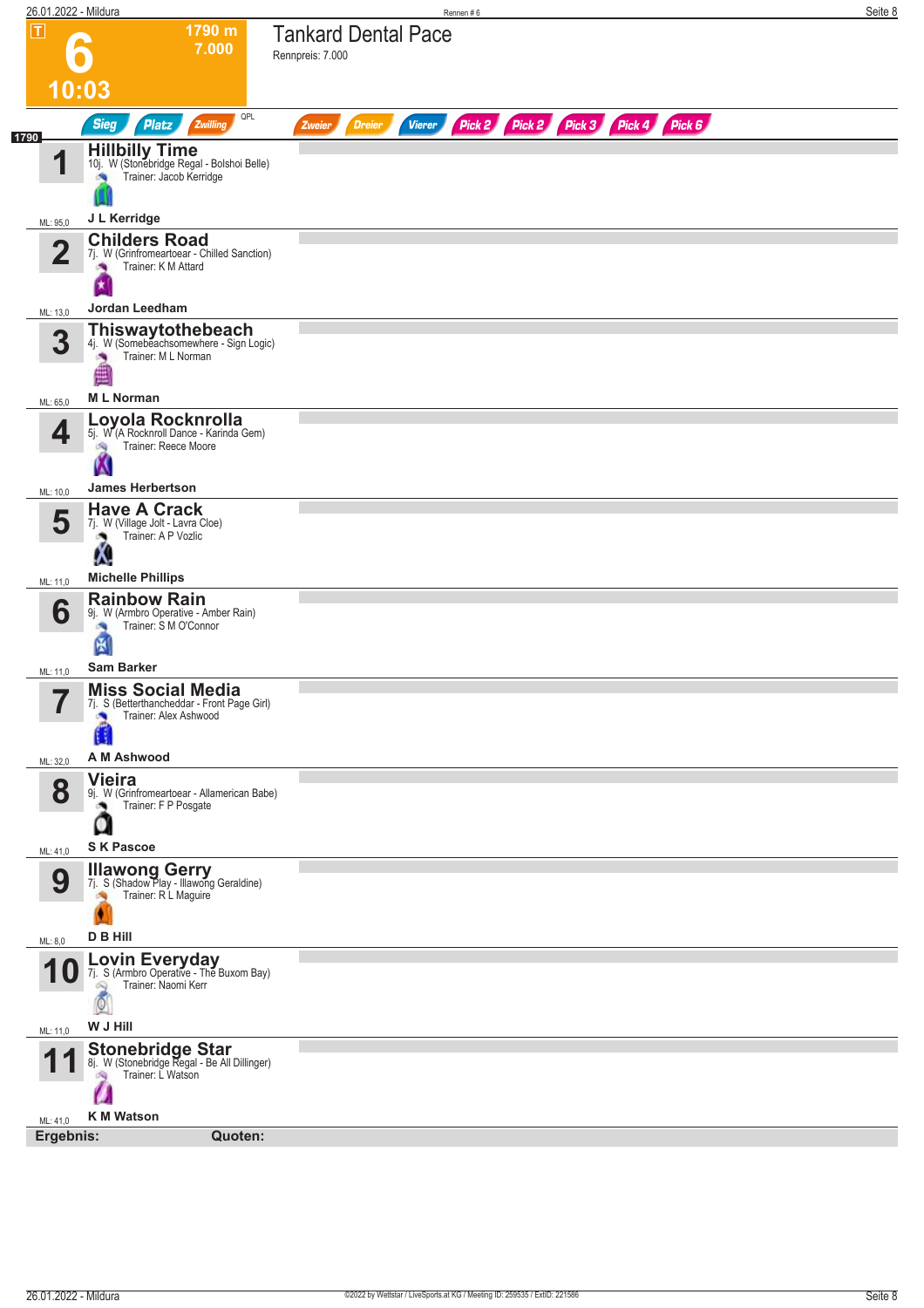# 6

**1790 m**
**7.000**

**10:03**

## Tankard Dental Pace

Rennpreis: 7.000

Sieg | Platz | Zwilling | QPL | Zweier | Dreier | Vierer | Pick 2 | Pick 2 | Pick 3 | Pick 4 | Pick 6

1790

| Nr. | Pferd | Details | Trainer | Fahrer | ML |
|---|---|---|---|---|---|
| 1 | **Hillbilly Time** | 10j. W (Stonebridge Regal - Bolshoi Belle) | Trainer: Jacob Kerridge | J L Kerridge | ML: 95,0 |
| 2 | **Childers Road** | 7j. W (Grinfromeartoear - Chilled Sanction) | Trainer: K M Attard | Jordan Leedham | ML: 13,0 |
| 3 | **Thiswaytothebeach** | 4j. W (Somebeachsomewhere - Sign Logic) | Trainer: M L Norman | M L Norman | ML: 65,0 |
| 4 | **Loyola Rocknrolla** | 5j. W (A Rocknroll Dance - Karinda Gem) | Trainer: Reece Moore | James Herbertson | ML: 10,0 |
| 5 | **Have A Crack** | 7j. W (Village Jolt - Lavra Cloe) | Trainer: A P Vozlic | Michelle Phillips | ML: 11,0 |
| 6 | **Rainbow Rain** | 9j. W (Armbro Operative - Amber Rain) | Trainer: S M O'Connor | Sam Barker | ML: 11,0 |
| 7 | **Miss Social Media** | 7j. S (Betterthancheddar - Front Page Girl) | Trainer: Alex Ashwood | A M Ashwood | ML: 32,0 |
| 8 | **Vieira** | 9j. W (Grinfromeartoear - Allamerican Babe) | Trainer: F P Posgate | S K Pascoe | ML: 41,0 |
| 9 | **Illawong Gerry** | 7j. S (Shadow Play - Illawong Geraldine) | Trainer: R L Maguire | D B Hill | ML: 8,0 |
| 10 | **Lovin Everyday** | 7j. S (Armbro Operative - The Buxom Bay) | Trainer: Naomi Kerr | W J Hill | ML: 11,0 |
| 11 | **Stonebridge Star** | 8j. W (Stonebridge Regal - Be All Dillinger) | Trainer: L Watson | K M Watson | ML: 41,0 |

**Ergebnis:** **Quoten:**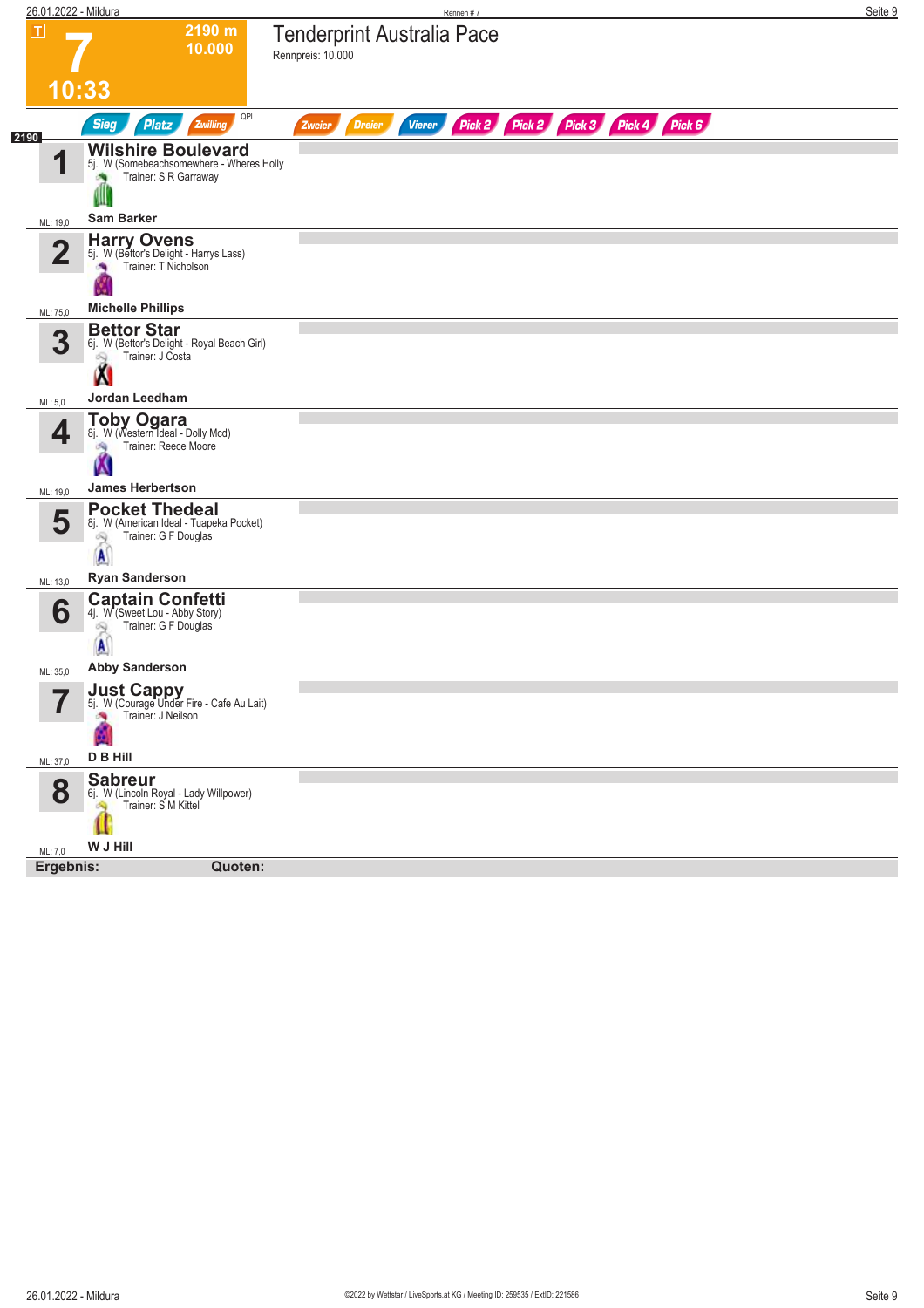# 7

**2190 m**
**10.000**

**10:33**

## Tenderprint Australia Pace

Rennpreis: 10.000

Sieg | Platz | Zwilling | QPL | Zweier | Dreier | Vierer | Pick 2 | Pick 2 | Pick 3 | Pick 4 | Pick 6

2190

| Nr. | Pferd | ML |
|---|---|---|
| 1 | **Wilshire Boulevard**<br>5j. W (Somebeachsomewhere - Wheres Holly<br>Trainer: S R Garraway<br>**Sam Barker** | ML: 19,0 |
| 2 | **Harry Ovens**<br>5j. W (Bettor's Delight - Harrys Lass)<br>Trainer: T Nicholson<br>**Michelle Phillips** | ML: 75,0 |
| 3 | **Bettor Star**<br>6j. W (Bettor's Delight - Royal Beach Girl)<br>Trainer: J Costa<br>**Jordan Leedham** | ML: 5,0 |
| 4 | **Toby Ogara**<br>8j. W (Western Ideal - Dolly Mcd)<br>Trainer: Reece Moore<br>**James Herbertson** | ML: 19,0 |
| 5 | **Pocket Thedeal**<br>8j. W (American Ideal - Tuapeka Pocket)<br>Trainer: G F Douglas<br>**Ryan Sanderson** | ML: 13,0 |
| 6 | **Captain Confetti**<br>4j. W (Sweet Lou - Abby Story)<br>Trainer: G F Douglas<br>**Abby Sanderson** | ML: 35,0 |
| 7 | **Just Cappy**<br>5j. W (Courage Under Fire - Cafe Au Lait)<br>Trainer: J Neilson<br>**D B Hill** | ML: 37,0 |
| 8 | **Sabreur**<br>6j. W (Lincoln Royal - Lady Willpower)<br>Trainer: S M Kittel<br>**W J Hill** | ML: 7,0 |

**Ergebnis:** **Quoten:**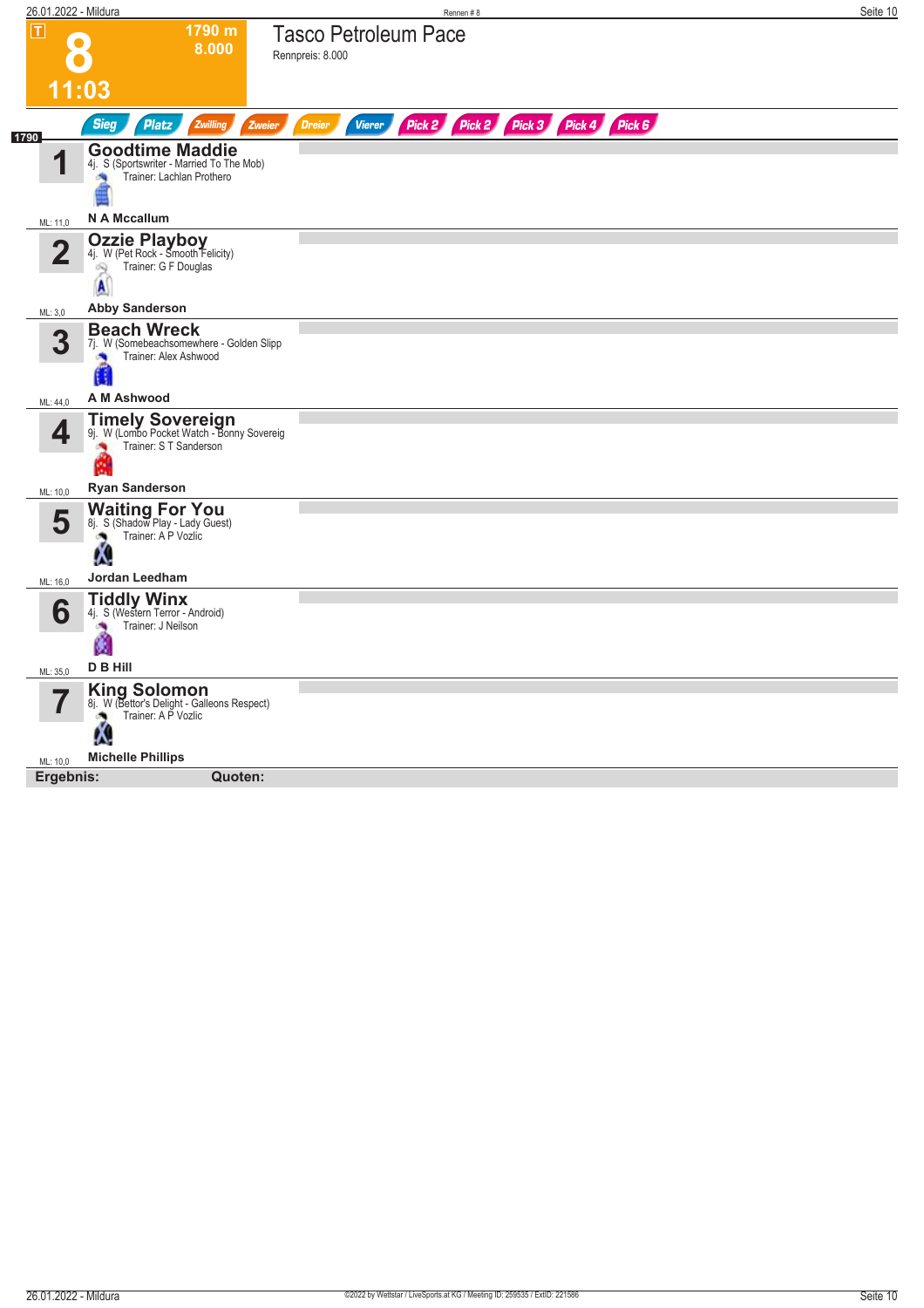# 8

**11:03**

1790 m
8.000

## Tasco Petroleum Pace

Rennpreis: 8.000

Sieg | Platz | Zwilling | Zweier | Dreier | Vierer | Pick 2 | Pick 2 | Pick 3 | Pick 4 | Pick 6

1790

### 1 Goodtime Maddie
4j. S (Sportswriter - Married To The Mob)
Trainer: Lachlan Prothero
**N A Mccallum**
ML: 11,0

### 2 Ozzie Playboy
4j. W (Pet Rock - Smooth Felicity)
Trainer: G F Douglas
**Abby Sanderson**
ML: 3,0

### 3 Beach Wreck
7j. W (Somebeachsomewhere - Golden Slipp
Trainer: Alex Ashwood
**A M Ashwood**
ML: 44,0

### 4 Timely Sovereign
9j. W (Lombo Pocket Watch - Bonny Sovereig
Trainer: S T Sanderson
**Ryan Sanderson**
ML: 10,0

### 5 Waiting For You
8j. S (Shadow Play - Lady Guest)
Trainer: A P Vozlic
**Jordan Leedham**
ML: 16,0

### 6 Tiddly Winx
4j. S (Western Terror - Android)
Trainer: J Neilson
**D B Hill**
ML: 35,0

### 7 King Solomon
8j. W (Bettor's Delight - Galleons Respect)
Trainer: A P Vozlic
**Michelle Phillips**
ML: 10,0

**Ergebnis:** **Quoten:**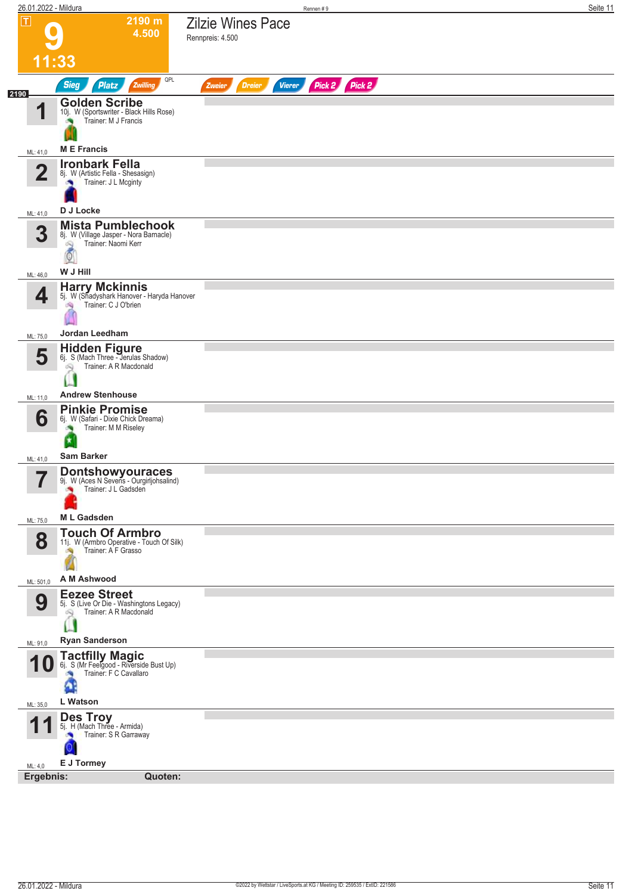# 9

**11:33**

2190 m
4.500

## Zilzie Wines Pace

Rennpreis: 4.500

Sieg | Platz | Zwilling | QPL | Zweier | Dreier | Vierer | Pick 2 | Pick 2

2190

| Nr. | Pferd | Details | ML |
|---|---|---|---|
| 1 | **Golden Scribe** | 10j. W (Sportswriter - Black Hills Rose) Trainer: M J Francis — **M E Francis** | ML: 41,0 |
| 2 | **Ironbark Fella** | 8j. W (Artistic Fella - Shesasign) Trainer: J L Mcginty — **D J Locke** | ML: 41,0 |
| 3 | **Mista Pumblechook** | 8j. W (Village Jasper - Nora Barnacle) Trainer: Naomi Kerr — **W J Hill** | ML: 46,0 |
| 4 | **Harry Mckinnis** | 5j. W (Shadyshark Hanover - Haryda Hanover) Trainer: C J O'brien — **Jordan Leedham** | ML: 75,0 |
| 5 | **Hidden Figure** | 6j. S (Mach Three - Jerulas Shadow) Trainer: A R Macdonald — **Andrew Stenhouse** | ML: 11,0 |
| 6 | **Pinkie Promise** | 6j. W (Safari - Dixie Chick Dreama) Trainer: M M Riseley — **Sam Barker** | ML: 41,0 |
| 7 | **Dontshowyouraces** | 9j. W (Aces N Sevens - Ourgirljohsalind) Trainer: J L Gadsden — **M L Gadsden** | ML: 75,0 |
| 8 | **Touch Of Armbro** | 11j. W (Armbro Operative - Touch Of Silk) Trainer: A F Grasso — **A M Ashwood** | ML: 501,0 |
| 9 | **Eezee Street** | 5j. S (Live Or Die - Washingtons Legacy) Trainer: A R Macdonald — **Ryan Sanderson** | ML: 91,0 |
| 10 | **Tactfilly Magic** | 6j. S (Mr Feelgood - Riverside Bust Up) Trainer: F C Cavallaro — **L Watson** | ML: 35,0 |
| 11 | **Des Troy** | 5j. H (Mach Three - Armida) Trainer: S R Garraway — **E J Tormey** | ML: 4,0 |

**Ergebnis:** **Quoten:**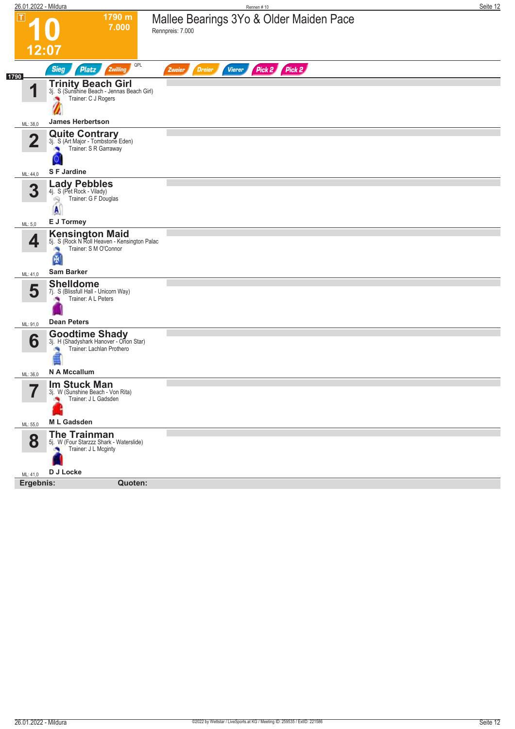# 10

**1790 m**
**7.000**

**12:07**

## Mallee Bearings 3Yo & Older Maiden Pace

Rennpreis: 7.000

Sieg | Platz | Zwilling | QPL | Zweier | Dreier | Vierer | Pick 2 | Pick 2

**1790**

| Nr. | Pferd | Details | Trainer | Fahrer | ML |
|---|---|---|---|---|---|
| 1 | **Trinity Beach Girl** | 3j. S (Sunshine Beach - Jennas Beach Girl) | C J Rogers | James Herbertson | 38,0 |
| 2 | **Quite Contrary** | 3j. S (Art Major - Tombstone Eden) | S R Garraway | S F Jardine | 44,0 |
| 3 | **Lady Pebbles** | 4j. S (Pet Rock - Vilady) | G F Douglas | E J Tormey | 5,0 |
| 4 | **Kensington Maid** | 5j. S (Rock N Roll Heaven - Kensington Palac | S M O'Connor | Sam Barker | 41,0 |
| 5 | **Shelldome** | 7j. S (Blissfull Hall - Unicorn Way) | A L Peters | Dean Peters | 91,0 |
| 6 | **Goodtime Shady** | 3j. H (Shadyshark Hanover - Orion Star) | Lachlan Prothero | N A Mccallum | 36,0 |
| 7 | **Im Stuck Man** | 3j. W (Sunshine Beach - Von Rita) | J L Gadsden | M L Gadsden | 55,0 |
| 8 | **The Trainman** | 5j. W (Four Starzzz Shark - Waterslide) | J L Mcginty | D J Locke | 41,0 |

**Ergebnis:** **Quoten:**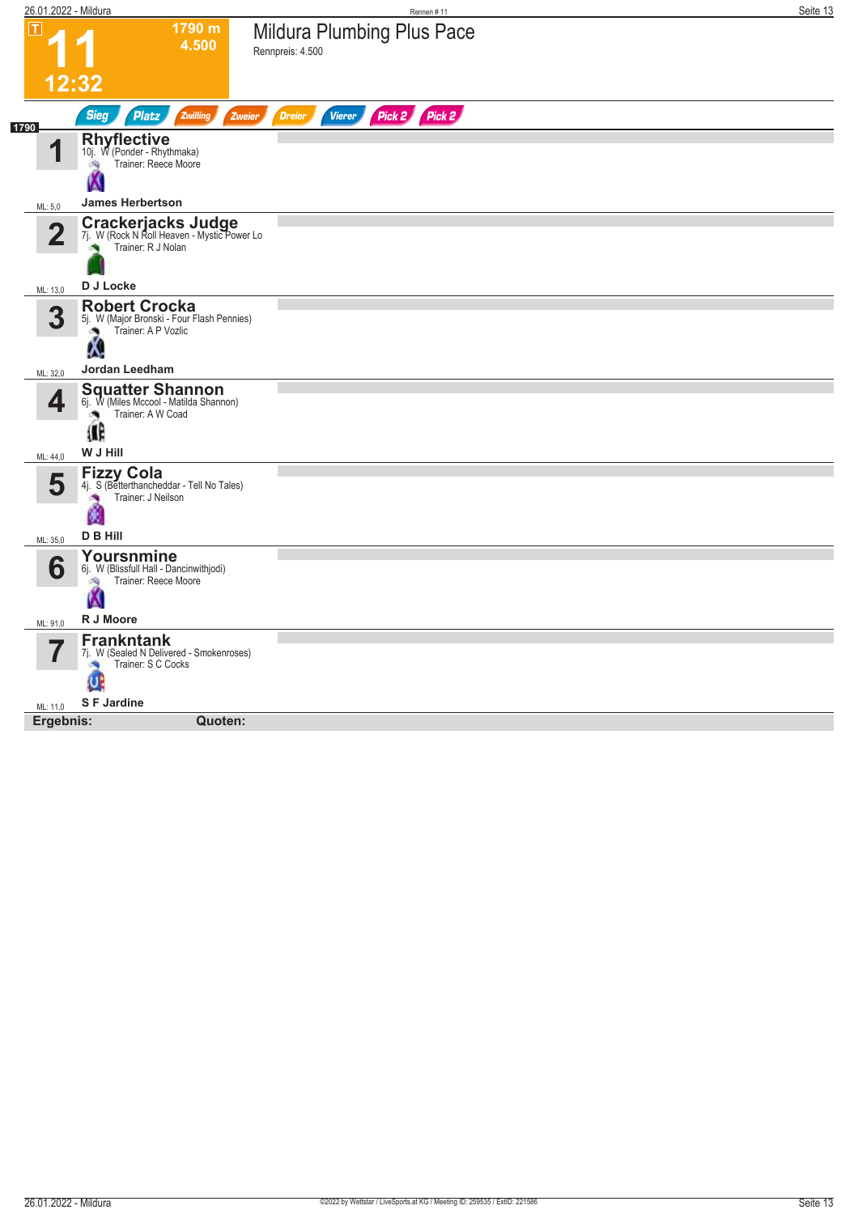# 11

1790 m
4.500

12:32

## Mildura Plumbing Plus Pace

Rennpreis: 4.500

Sieg | Platz | Zwilling | Zweier | Dreier | Vierer | Pick 2 | Pick 2

1790

**1** **Rhyflective**
10j. W (Ponder - Rhythmaka)
Trainer: Reece Moore
**James Herbertson**
ML: 5,0

**2** **Crackerjacks Judge**
7j. W (Rock N Roll Heaven - Mystic Power Lo
Trainer: R J Nolan
**D J Locke**
ML: 13,0

**3** **Robert Crocka**
5j. W (Major Bronski - Four Flash Pennies)
Trainer: A P Vozlic
**Jordan Leedham**
ML: 32,0

**4** **Squatter Shannon**
6j. W (Miles Mccool - Matilda Shannon)
Trainer: A W Coad
**W J Hill**
ML: 44,0

**5** **Fizzy Cola**
4j. S (Betterthancheddar - Tell No Tales)
Trainer: J Neilson
**D B Hill**
ML: 35,0

**6** **Yoursnmine**
6j. W (Blissfull Hall - Dancinwithjodi)
Trainer: Reece Moore
**R J Moore**
ML: 91,0

**7** **Frankntank**
7j. W (Sealed N Delivered - Smokenroses)
Trainer: S C Cocks
**S F Jardine**
ML: 11,0

**Ergebnis:** **Quoten:**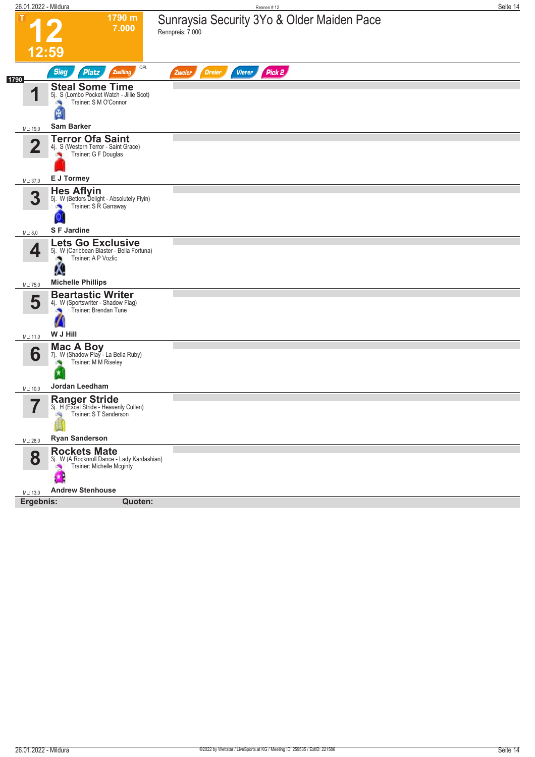# 12

**1790 m**
**7.000**

**12:59**

## Sunraysia Security 3Yo & Older Maiden Pace

Rennpreis: 7.000

Sieg | Platz | Zwilling | QPL | Zweier | Dreier | Vierer | Pick 2

1790

**1** **Steal Some Time**
5j. S (Lombo Pocket Watch - Jillie Scot)
Trainer: S M O'Connor
**Sam Barker**
ML: 19,0

**2** **Terror Ofa Saint**
4j. S (Western Terror - Saint Grace)
Trainer: G F Douglas
**E J Tormey**
ML: 37,0

**3** **Hes Aflyin**
5j. W (Bettors Delight - Absolutely Flyin)
Trainer: S R Garraway
**S F Jardine**
ML: 8,0

**4** **Lets Go Exclusive**
5j. W (Caribbean Blaster - Bella Fortuna)
Trainer: A P Vozlic
**Michelle Phillips**
ML: 75,0

**5** **Beartastic Writer**
4j. W (Sportswriter - Shadow Flag)
Trainer: Brendan Tune
**W J Hill**
ML: 11,0

**6** **Mac A Boy**
7j. W (Shadow Play - La Bella Ruby)
Trainer: M M Riseley
**Jordan Leedham**
ML: 10,0

**7** **Ranger Stride**
3j. H (Excel Stride - Heavenly Cullen)
Trainer: S T Sanderson
**Ryan Sanderson**
ML: 28,0

**8** **Rockets Mate**
3j. W (A Rocknroll Dance - Lady Kardashian)
Trainer: Michelle Mcginty
**Andrew Stenhouse**
ML: 13,0

**Ergebnis:** **Quoten:**